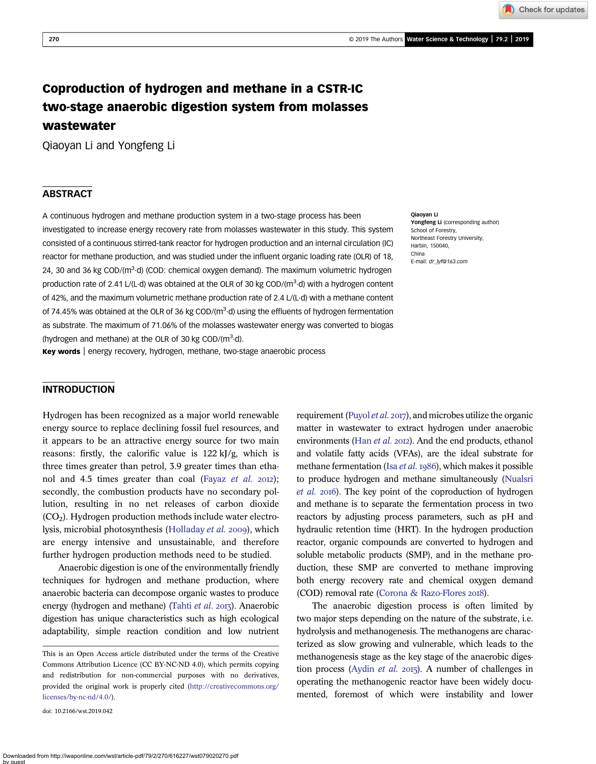# Coproduction of hydrogen and methane in a CSTR-IC two-stage anaerobic digestion system from molasses wastewater

Qiaoyan Li and Yongfeng Li

## ABSTRACT

A continuous hydrogen and methane production system in a two-stage process has been investigated to increase energy recovery rate from molasses wastewater in this study. This system consisted of a continuous stirred-tank reactor for hydrogen production and an internal circulation (IC) reactor for methane production, and was studied under the influent organic loading rate (OLR) of 18, 24, 30 and 36 kg COD/($m^3$·d) (COD: chemical oxygen demand). The maximum volumetric hydrogen production rate of 2.41 L/(L·d) was obtained at the OLR of 30 kg COD/($m^3$·d) with a hydrogen content of 42%, and the maximum volumetric methane production rate of 2.4 L/(L·d) with a methane content of 74.45% was obtained at the OLR of 36 kg COD/($m^3$·d) using the effluents of hydrogen fermentation as substrate. The maximum of 71.06% of the molasses wastewater energy was converted to biogas (hydrogen and methane) at the OLR of 30 kg COD/($m^3$·d).

**Key words** | energy recovery, hydrogen, methane, two-stage anaerobic process

**Qiaoyan Li**
**Yongfeng Li** (corresponding author)
School of Forestry,
Northeast Forestry University,
Harbin, 150040,
China
E-mail: *dr_lyf@163.com*

## INTRODUCTION

Hydrogen has been recognized as a major world renewable energy source to replace declining fossil fuel resources, and it appears to be an attractive energy source for two main reasons: firstly, the calorific value is 122 kJ/g, which is three times greater than petrol, 3.9 greater times than ethanol and 4.5 times greater than coal (Fayaz *et al.* 2012); secondly, the combustion products have no secondary pollution, resulting in no net releases of carbon dioxide ($CO_2$). Hydrogen production methods include water electrolysis, microbial photosynthesis (Holladay *et al.* 2009), which are energy intensive and unsustainable, and therefore further hydrogen production methods need to be studied.

Anaerobic digestion is one of the environmentally friendly techniques for hydrogen and methane production, where anaerobic bacteria can decompose organic wastes to produce energy (hydrogen and methane) (Tahti *et al.* 2013). Anaerobic digestion has unique characteristics such as high ecological adaptability, simple reaction condition and low nutrient requirement (Puyol *et al.* 2017), and microbes utilize the organic matter in wastewater to extract hydrogen under anaerobic environments (Han *et al.* 2012). And the end products, ethanol and volatile fatty acids (VFAs), are the ideal substrate for methane fermentation (Isa *et al.* 1986), which makes it possible to produce hydrogen and methane simultaneously (Nualsri *et al.* 2016). The key point of the coproduction of hydrogen and methane is to separate the fermentation process in two reactors by adjusting process parameters, such as pH and hydraulic retention time (HRT). In the hydrogen production reactor, organic compounds are converted to hydrogen and soluble metabolic products (SMP), and in the methane production, these SMP are converted to methane improving both energy recovery rate and chemical oxygen demand (COD) removal rate (Corona & Razo-Flores 2018).

The anaerobic digestion process is often limited by two major steps depending on the nature of the substrate, i.e. hydrolysis and methanogenesis. The methanogens are characterized as slow growing and vulnerable, which leads to the methanogenesis stage as the key stage of the anaerobic digestion process (Aydin *et al.* 2015). A number of challenges in operating the methanogenic reactor have been widely documented, foremost of which were instability and lower

This is an Open Access article distributed under the terms of the Creative Commons Attribution Licence (CC BY-NC-ND 4.0), which permits copying and redistribution for non-commercial purposes with no derivatives, provided the original work is properly cited (http://creativecommons.org/licenses/by-nc-nd/4.0/).

doi: 10.2166/wst.2019.042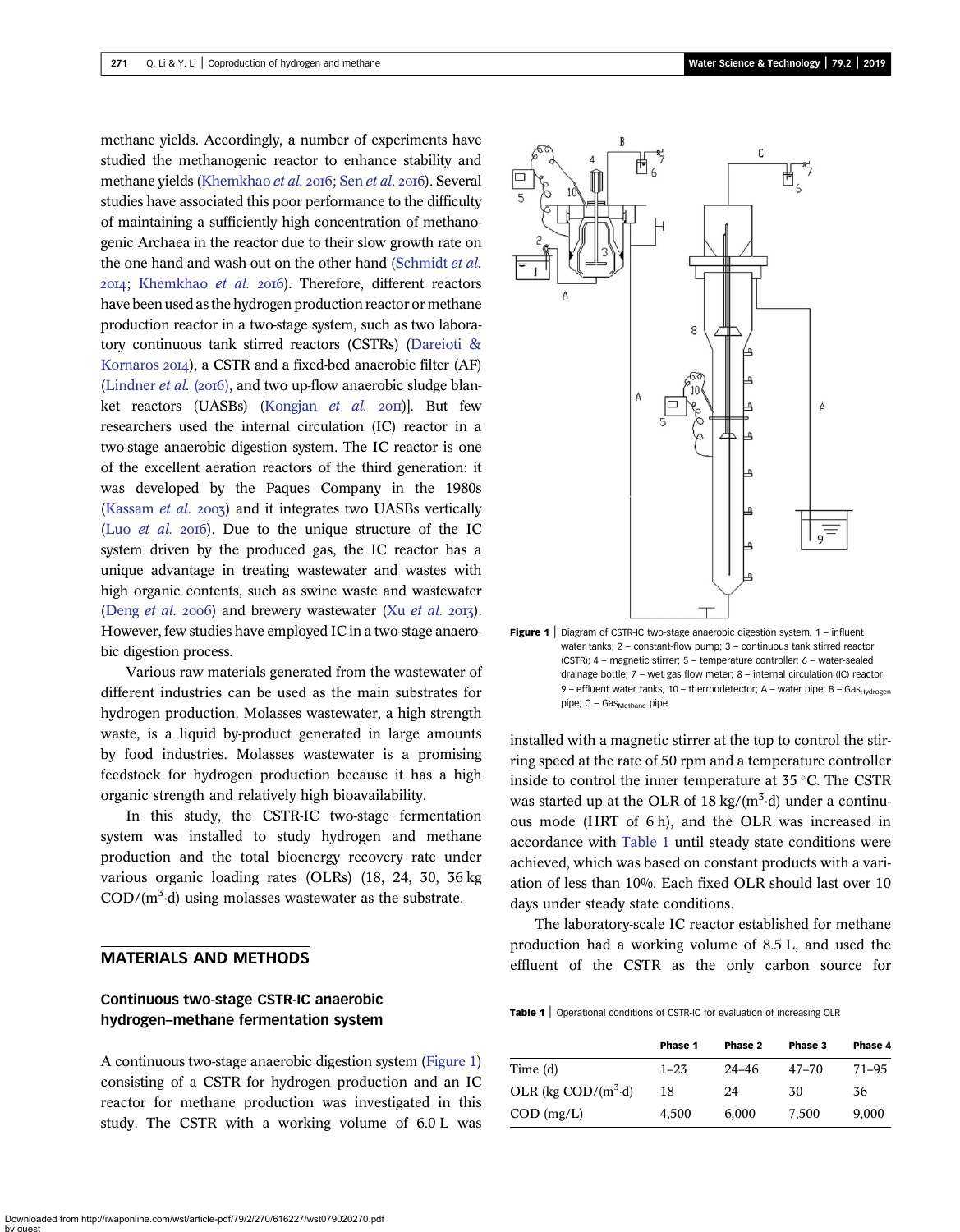methane yields. Accordingly, a number of experiments have studied the methanogenic reactor to enhance stability and methane yields (Khemkhao *et al.* 2016; Sen *et al.* 2016). Several studies have associated this poor performance to the difficulty of maintaining a sufficiently high concentration of methanogenic Archaea in the reactor due to their slow growth rate on the one hand and wash-out on the other hand (Schmidt *et al.* 2014; Khemkhao *et al.* 2016). Therefore, different reactors have been used as the hydrogen production reactor or methane production reactor in a two-stage system, such as two laboratory continuous tank stirred reactors (CSTRs) (Dareioti & Kornaros 2014), a CSTR and a fixed-bed anaerobic filter (AF) (Lindner *et al.* (2016), and two up-flow anaerobic sludge blanket reactors (UASBs) (Kongjan *et al.* 2011)]. But few researchers used the internal circulation (IC) reactor in a two-stage anaerobic digestion system. The IC reactor is one of the excellent aeration reactors of the third generation: it was developed by the Paques Company in the 1980s (Kassam *et al.* 2003) and it integrates two UASBs vertically (Luo *et al.* 2016). Due to the unique structure of the IC system driven by the produced gas, the IC reactor has a unique advantage in treating wastewater and wastes with high organic contents, such as swine waste and wastewater (Deng *et al.* 2006) and brewery wastewater (Xu *et al.* 2013). However, few studies have employed IC in a two-stage anaerobic digestion process.

Various raw materials generated from the wastewater of different industries can be used as the main substrates for hydrogen production. Molasses wastewater, a high strength waste, is a liquid by-product generated in large amounts by food industries. Molasses wastewater is a promising feedstock for hydrogen production because it has a high organic strength and relatively high bioavailability.

In this study, the CSTR-IC two-stage fermentation system was installed to study hydrogen and methane production and the total bioenergy recovery rate under various organic loading rates (OLRs) (18, 24, 30, 36 kg COD/($m^3$·d) using molasses wastewater as the substrate.

## MATERIALS AND METHODS

### Continuous two-stage CSTR-IC anaerobic hydrogen–methane fermentation system

A continuous two-stage anaerobic digestion system (Figure 1) consisting of a CSTR for hydrogen production and an IC reactor for methane production was investigated in this study. The CSTR with a working volume of 6.0 L was installed with a magnetic stirrer at the top to control the stirring speed at the rate of 50 rpm and a temperature controller inside to control the inner temperature at 35 °C. The CSTR was started up at the OLR of 18 kg/($m^3$·d) under a continuous mode (HRT of 6 h), and the OLR was increased in accordance with Table 1 until steady state conditions were achieved, which was based on constant products with a variation of less than 10%. Each fixed OLR should last over 10 days under steady state conditions.

**Figure 1** | Diagram of CSTR-IC two-stage anaerobic digestion system. 1 – influent water tanks; 2 – constant-flow pump; 3 – continuous tank stirred reactor (CSTR); 4 – magnetic stirrer; 5 – temperature controller; 6 – water-sealed drainage bottle; 7 – wet gas flow meter; 8 – internal circulation (IC) reactor; 9 – effluent water tanks; 10 – thermodetector; A – water pipe; B – $Gas_{Hydrogen}$ pipe; C – $Gas_{Methane}$ pipe.

The laboratory-scale IC reactor established for methane production had a working volume of 8.5 L, and used the effluent of the CSTR as the only carbon source for

**Table 1** | Operational conditions of CSTR-IC for evaluation of increasing OLR

| | Phase 1 | Phase 2 | Phase 3 | Phase 4 |
|---|---|---|---|---|
| Time (d) | 1–23 | 24–46 | 47–70 | 71–95 |
| OLR (kg COD/($m^3$·d) | 18 | 24 | 30 | 36 |
| COD (mg/L) | 4,500 | 6,000 | 7,500 | 9,000 |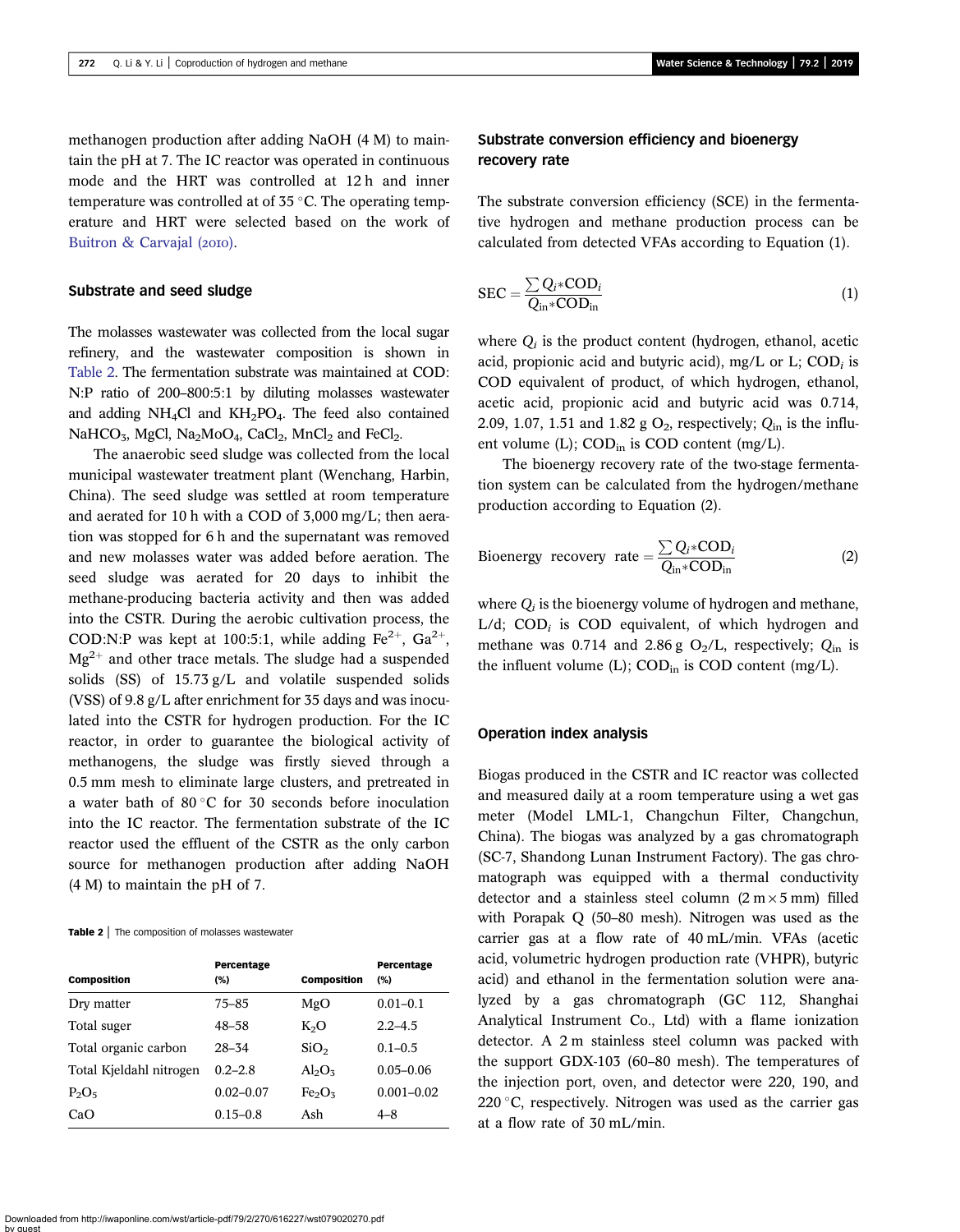methanogen production after adding NaOH (4 M) to maintain the pH at 7. The IC reactor was operated in continuous mode and the HRT was controlled at 12 h and inner temperature was controlled at of 35 °C. The operating temperature and HRT were selected based on the work of Buitron & Carvajal (2010).

### Substrate and seed sludge

The molasses wastewater was collected from the local sugar refinery, and the wastewater composition is shown in Table 2. The fermentation substrate was maintained at COD: N:P ratio of 200–800:5:1 by diluting molasses wastewater and adding $NH_4Cl$ and $KH_2PO_4$. The feed also contained $NaHCO_3$, MgCl, $Na_2MoO_4$, $CaCl_2$, $MnCl_2$ and $FeCl_2$.

The anaerobic seed sludge was collected from the local municipal wastewater treatment plant (Wenchang, Harbin, China). The seed sludge was settled at room temperature and aerated for 10 h with a COD of 3,000 mg/L; then aeration was stopped for 6 h and the supernatant was removed and new molasses water was added before aeration. The seed sludge was aerated for 20 days to inhibit the methane-producing bacteria activity and then was added into the CSTR. During the aerobic cultivation process, the COD:N:P was kept at 100:5:1, while adding $Fe^{2+}$, $Ga^{2+}$, $Mg^{2+}$ and other trace metals. The sludge had a suspended solids (SS) of 15.73 g/L and volatile suspended solids (VSS) of 9.8 g/L after enrichment for 35 days and was inoculated into the CSTR for hydrogen production. For the IC reactor, in order to guarantee the biological activity of methanogens, the sludge was firstly sieved through a 0.5 mm mesh to eliminate large clusters, and pretreated in a water bath of 80 °C for 30 seconds before inoculation into the IC reactor. The fermentation substrate of the IC reactor used the effluent of the CSTR as the only carbon source for methanogen production after adding NaOH (4 M) to maintain the pH of 7.

**Table 2** | The composition of molasses wastewater

| Composition | Percentage (%) | Composition | Percentage (%) |
|---|---|---|---|
| Dry matter | 75–85 | MgO | 0.01–0.1 |
| Total suger | 48–58 | $K_2O$ | 2.2–4.5 |
| Total organic carbon | 28–34 | $SiO_2$ | 0.1–0.5 |
| Total Kjeldahl nitrogen | 0.2–2.8 | $Al_2O_3$ | 0.05–0.06 |
| $P_2O_5$ | 0.02–0.07 | $Fe_2O_3$ | 0.001–0.02 |
| CaO | 0.15–0.8 | Ash | 4–8 |

### Substrate conversion efficiency and bioenergy recovery rate

The substrate conversion efficiency (SCE) in the fermentative hydrogen and methane production process can be calculated from detected VFAs according to Equation (1).

$$\text{SEC} = \frac{\sum Q_i * \text{COD}_i}{Q_{\text{in}} * \text{COD}_{\text{in}}} \tag{1}$$

where $Q_i$ is the product content (hydrogen, ethanol, acetic acid, propionic acid and butyric acid), mg/L or L; $\text{COD}_i$ is COD equivalent of product, of which hydrogen, ethanol, acetic acid, propionic acid and butyric acid was 0.714, 2.09, 1.07, 1.51 and 1.82 g $O_2$, respectively; $Q_{\text{in}}$ is the influent volume (L); $\text{COD}_{\text{in}}$ is COD content (mg/L).

The bioenergy recovery rate of the two-stage fermentation system can be calculated from the hydrogen/methane production according to Equation (2).

$$\text{Bioenergy recovery rate} = \frac{\sum Q_i * \text{COD}_i}{Q_{\text{in}} * \text{COD}_{\text{in}}} \tag{2}$$

where $Q_i$ is the bioenergy volume of hydrogen and methane, L/d; $\text{COD}_i$ is COD equivalent, of which hydrogen and methane was 0.714 and 2.86 g $O_2$/L, respectively; $Q_{\text{in}}$ is the influent volume (L); $\text{COD}_{\text{in}}$ is COD content (mg/L).

### Operation index analysis

Biogas produced in the CSTR and IC reactor was collected and measured daily at a room temperature using a wet gas meter (Model LML-1, Changchun Filter, Changchun, China). The biogas was analyzed by a gas chromatograph (SC-7, Shandong Lunan Instrument Factory). The gas chromatograph was equipped with a thermal conductivity detector and a stainless steel column (2 m × 5 mm) filled with Porapak Q (50–80 mesh). Nitrogen was used as the carrier gas at a flow rate of 40 mL/min. VFAs (acetic acid, volumetric hydrogen production rate (VHPR), butyric acid) and ethanol in the fermentation solution were analyzed by a gas chromatograph (GC 112, Shanghai Analytical Instrument Co., Ltd) with a flame ionization detector. A 2 m stainless steel column was packed with the support GDX-103 (60–80 mesh). The temperatures of the injection port, oven, and detector were 220, 190, and 220 °C, respectively. Nitrogen was used as the carrier gas at a flow rate of 30 mL/min.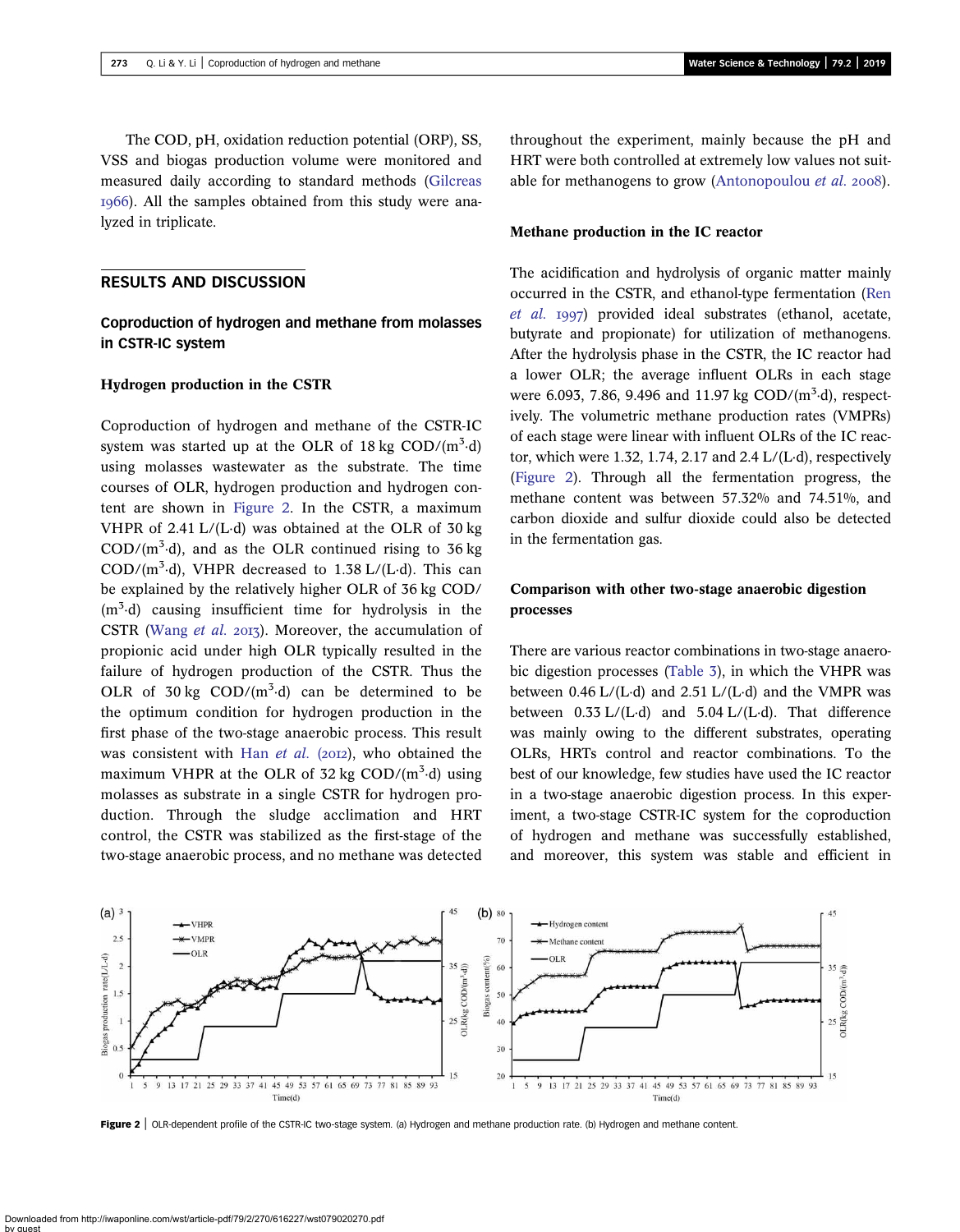The COD, pH, oxidation reduction potential (ORP), SS, VSS and biogas production volume were monitored and measured daily according to standard methods (Gilcreas 1966). All the samples obtained from this study were analyzed in triplicate.

## RESULTS AND DISCUSSION

### Coproduction of hydrogen and methane from molasses in CSTR-IC system

#### Hydrogen production in the CSTR

Coproduction of hydrogen and methane of the CSTR-IC system was started up at the OLR of 18 kg COD/($m^3$·d) using molasses wastewater as the substrate. The time courses of OLR, hydrogen production and hydrogen content are shown in Figure 2. In the CSTR, a maximum VHPR of 2.41 L/(L·d) was obtained at the OLR of 30 kg COD/($m^3$·d), and as the OLR continued rising to 36 kg COD/($m^3$·d), VHPR decreased to 1.38 L/(L·d). This can be explained by the relatively higher OLR of 36 kg COD/($m^3$·d) causing insufficient time for hydrolysis in the CSTR (Wang *et al.* 2013). Moreover, the accumulation of propionic acid under high OLR typically resulted in the failure of hydrogen production of the CSTR. Thus the OLR of 30 kg COD/($m^3$·d) can be determined to be the optimum condition for hydrogen production in the first phase of the two-stage anaerobic process. This result was consistent with Han *et al.* (2012), who obtained the maximum VHPR at the OLR of 32 kg COD/($m^3$·d) using molasses as substrate in a single CSTR for hydrogen production. Through the sludge acclimation and HRT control, the CSTR was stabilized as the first-stage of the two-stage anaerobic process, and no methane was detected throughout the experiment, mainly because the pH and HRT were both controlled at extremely low values not suitable for methanogens to grow (Antonopoulou *et al.* 2008).

#### Methane production in the IC reactor

The acidification and hydrolysis of organic matter mainly occurred in the CSTR, and ethanol-type fermentation (Ren *et al.* 1997) provided ideal substrates (ethanol, acetate, butyrate and propionate) for utilization of methanogens. After the hydrolysis phase in the CSTR, the IC reactor had a lower OLR; the average influent OLRs in each stage were 6.093, 7.86, 9.496 and 11.97 kg COD/($m^3$·d), respectively. The volumetric methane production rates (VMPRs) of each stage were linear with influent OLRs of the IC reactor, which were 1.32, 1.74, 2.17 and 2.4 L/(L·d), respectively (Figure 2). Through all the fermentation progress, the methane content was between 57.32% and 74.51%, and carbon dioxide and sulfur dioxide could also be detected in the fermentation gas.

#### Comparison with other two-stage anaerobic digestion processes

There are various reactor combinations in two-stage anaerobic digestion processes (Table 3), in which the VHPR was between 0.46 L/(L·d) and 2.51 L/(L·d) and the VMPR was between 0.33 L/(L·d) and 5.04 L/(L·d). That difference was mainly owing to the different substrates, operating OLRs, HRTs control and reactor combinations. To the best of our knowledge, few studies have used the IC reactor in a two-stage anaerobic digestion process. In this experiment, a two-stage CSTR-IC system for the coproduction of hydrogen and methane was successfully established, and moreover, this system was stable and efficient in

**Figure 2** | OLR-dependent profile of the CSTR-IC two-stage system. (a) Hydrogen and methane production rate. (b) Hydrogen and methane content.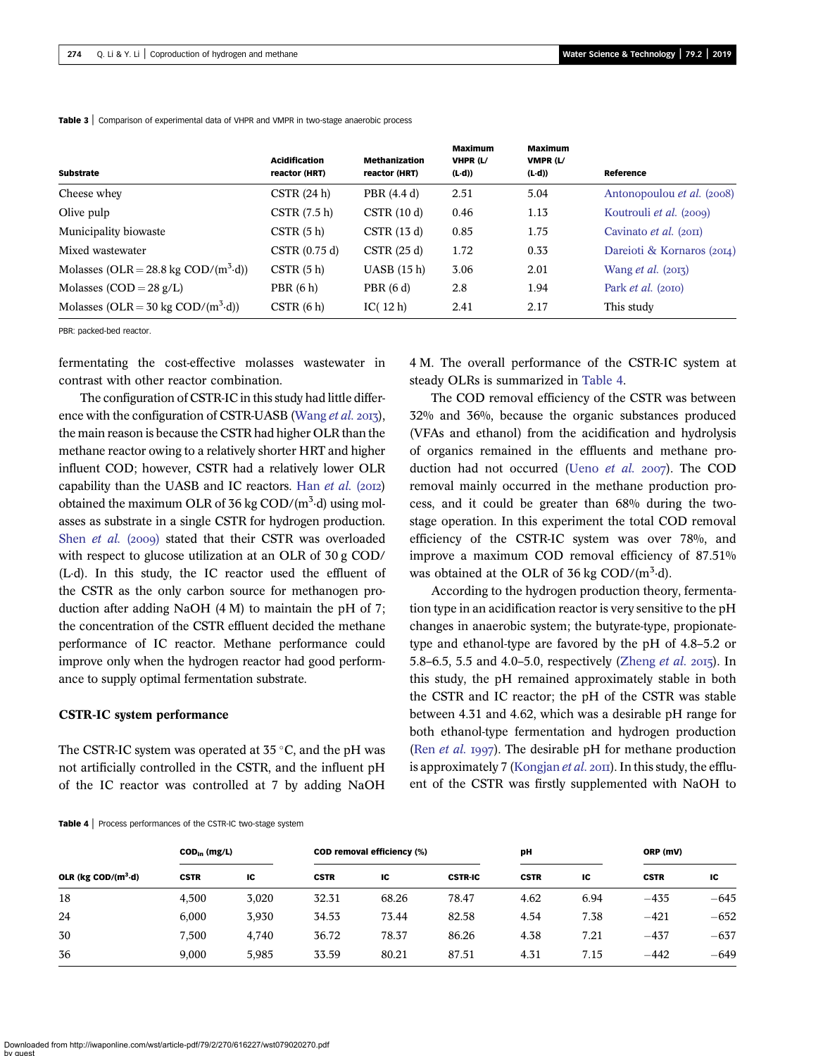**Table 3** | Comparison of experimental data of VHPR and VMPR in two-stage anaerobic process

| Substrate | Acidification reactor (HRT) | Methanization reactor (HRT) | Maximum VHPR (L/(L·d)) | Maximum VMPR (L/(L·d)) | Reference |
|---|---|---|---|---|---|
| Cheese whey | CSTR (24 h) | PBR (4.4 d) | 2.51 | 5.04 | Antonopoulou *et al.* (2008) |
| Olive pulp | CSTR (7.5 h) | CSTR (10 d) | 0.46 | 1.13 | Koutrouli *et al.* (2009) |
| Municipality biowaste | CSTR (5 h) | CSTR (13 d) | 0.85 | 1.75 | Cavinato *et al.* (2011) |
| Mixed wastewater | CSTR (0.75 d) | CSTR (25 d) | 1.72 | 0.33 | Dareioti & Kornaros (2014) |
| Molasses (OLR = 28.8 kg COD/($m^3$·d)) | CSTR (5 h) | UASB (15 h) | 3.06 | 2.01 | Wang *et al.* (2013) |
| Molasses (COD = 28 g/L) | PBR (6 h) | PBR (6 d) | 2.8 | 1.94 | Park *et al.* (2010) |
| Molasses (OLR = 30 kg COD/($m^3$·d)) | CSTR (6 h) | IC( 12 h) | 2.41 | 2.17 | This study |

PBR: packed-bed reactor.

fermentating the cost-effective molasses wastewater in contrast with other reactor combination.

The configuration of CSTR-IC in this study had little difference with the configuration of CSTR-UASB (Wang *et al.* 2013), the main reason is because the CSTR had higher OLR than the methane reactor owing to a relatively shorter HRT and higher influent COD; however, CSTR had a relatively lower OLR capability than the UASB and IC reactors. Han *et al.* (2012) obtained the maximum OLR of 36 kg COD/($m^3$·d) using molasses as substrate in a single CSTR for hydrogen production. Shen *et al.* (2009) stated that their CSTR was overloaded with respect to glucose utilization at an OLR of 30 g COD/(L·d). In this study, the IC reactor used the effluent of the CSTR as the only carbon source for methanogen production after adding NaOH (4 M) to maintain the pH of 7; the concentration of the CSTR effluent decided the methane performance of IC reactor. Methane performance could improve only when the hydrogen reactor had good performance to supply optimal fermentation substrate.

## CSTR-IC system performance

The CSTR-IC system was operated at 35 °C, and the pH was not artificially controlled in the CSTR, and the influent pH of the IC reactor was controlled at 7 by adding NaOH 4 M. The overall performance of the CSTR-IC system at steady OLRs is summarized in Table 4.

The COD removal efficiency of the CSTR was between 32% and 36%, because the organic substances produced (VFAs and ethanol) from the acidification and hydrolysis of organics remained in the effluents and methane production had not occurred (Ueno *et al.* 2007). The COD removal mainly occurred in the methane production process, and it could be greater than 68% during the two-stage operation. In this experiment the total COD removal efficiency of the CSTR-IC system was over 78%, and improve a maximum COD removal efficiency of 87.51% was obtained at the OLR of 36 kg COD/($m^3$·d).

According to the hydrogen production theory, fermentation type in an acidification reactor is very sensitive to the pH changes in anaerobic system; the butyrate-type, propionate-type and ethanol-type are favored by the pH of 4.8–5.2 or 5.8–6.5, 5.5 and 4.0–5.0, respectively (Zheng *et al.* 2015). In this study, the pH remained approximately stable in both the CSTR and IC reactor; the pH of the CSTR was stable between 4.31 and 4.62, which was a desirable pH range for both ethanol-type fermentation and hydrogen production (Ren *et al.* 1997). The desirable pH for methane production is approximately 7 (Kongjan *et al.* 2011). In this study, the effluent of the CSTR was firstly supplemented with NaOH to

**Table 4** | Process performances of the CSTR-IC two-stage system

| OLR (kg COD/($m^3$·d) | $COD_{in}$ (mg/L) | | COD removal efficiency (%) | | | pH | | ORP (mV) | |
|---|---|---|---|---|---|---|---|---|---|
| | CSTR | IC | CSTR | IC | CSTR-IC | CSTR | IC | CSTR | IC |
| 18 | 4,500 | 3,020 | 32.31 | 68.26 | 78.47 | 4.62 | 6.94 | −435 | −645 |
| 24 | 6,000 | 3,930 | 34.53 | 73.44 | 82.58 | 4.54 | 7.38 | −421 | −652 |
| 30 | 7,500 | 4,740 | 36.72 | 78.37 | 86.26 | 4.38 | 7.21 | −437 | −637 |
| 36 | 9,000 | 5,985 | 33.59 | 80.21 | 87.51 | 4.31 | 7.15 | −442 | −649 |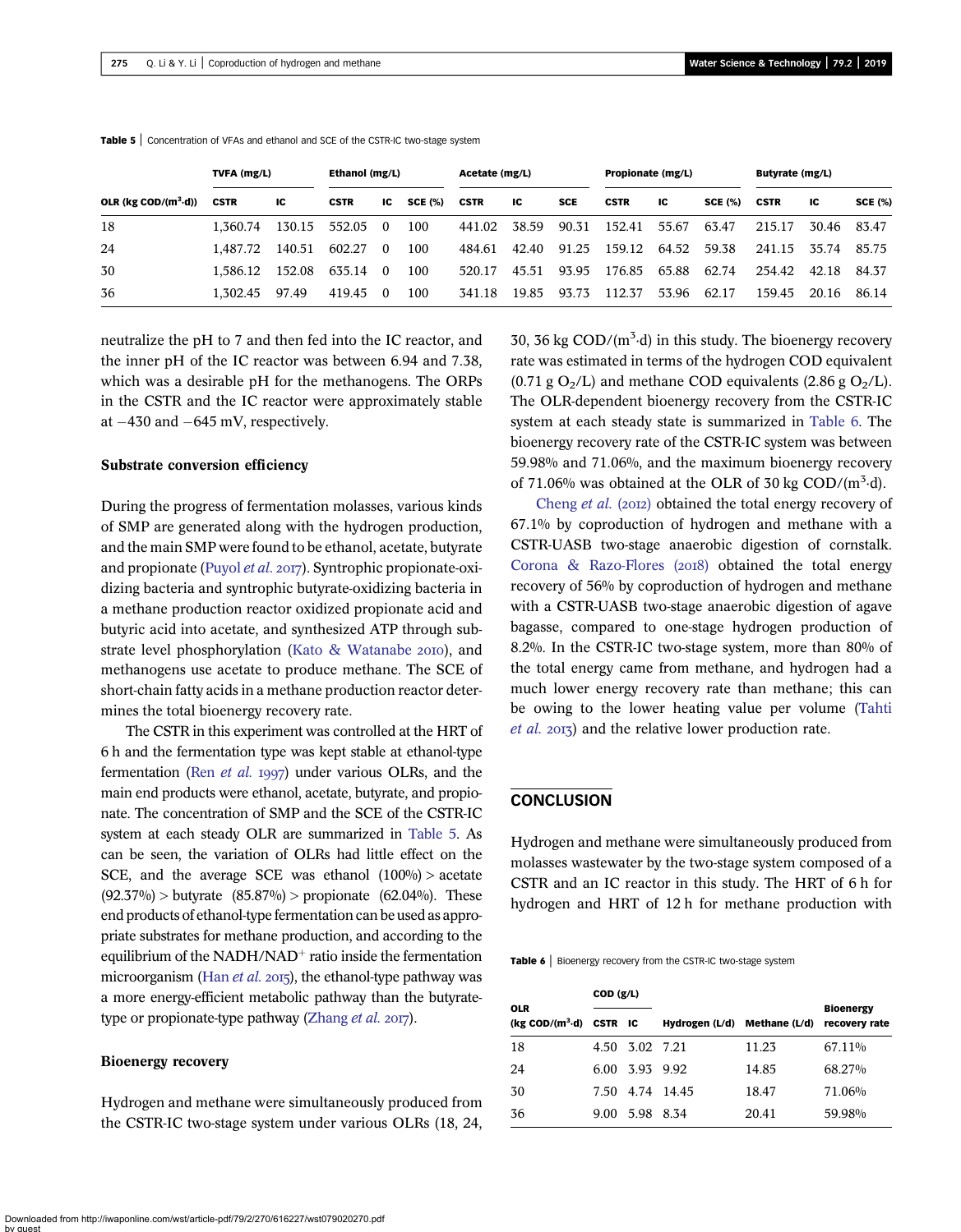**Table 5** | Concentration of VFAs and ethanol and SCE of the CSTR-IC two-stage system

| OLR (kg COD/($m^3$·d)) | TVFA (mg/L) | | Ethanol (mg/L) | | | Acetate (mg/L) | | | Propionate (mg/L) | | | Butyrate (mg/L) | | |
|---|---|---|---|---|---|---|---|---|---|---|---|---|---|---|
| | CSTR | IC | CSTR | IC | SCE (%) | CSTR | IC | SCE | CSTR | IC | SCE (%) | CSTR | IC | SCE (%) |
| 18 | 1,360.74 | 130.15 | 552.05 | 0 | 100 | 441.02 | 38.59 | 90.31 | 152.41 | 55.67 | 63.47 | 215.17 | 30.46 | 83.47 |
| 24 | 1,487.72 | 140.51 | 602.27 | 0 | 100 | 484.61 | 42.40 | 91.25 | 159.12 | 64.52 | 59.38 | 241.15 | 35.74 | 85.75 |
| 30 | 1,586.12 | 152.08 | 635.14 | 0 | 100 | 520.17 | 45.51 | 93.95 | 176.85 | 65.88 | 62.74 | 254.42 | 42.18 | 84.37 |
| 36 | 1,302.45 | 97.49 | 419.45 | 0 | 100 | 341.18 | 19.85 | 93.73 | 112.37 | 53.96 | 62.17 | 159.45 | 20.16 | 86.14 |

neutralize the pH to 7 and then fed into the IC reactor, and the inner pH of the IC reactor was between 6.94 and 7.38, which was a desirable pH for the methanogens. The ORPs in the CSTR and the IC reactor were approximately stable at −430 and −645 mV, respectively.

### Substrate conversion efficiency

During the progress of fermentation molasses, various kinds of SMP are generated along with the hydrogen production, and the main SMP were found to be ethanol, acetate, butyrate and propionate (Puyol *et al.* 2017). Syntrophic propionate-oxidizing bacteria and syntrophic butyrate-oxidizing bacteria in a methane production reactor oxidized propionate acid and butyric acid into acetate, and synthesized ATP through substrate level phosphorylation (Kato & Watanabe 2010), and methanogens use acetate to produce methane. The SCE of short-chain fatty acids in a methane production reactor determines the total bioenergy recovery rate.

The CSTR in this experiment was controlled at the HRT of 6 h and the fermentation type was kept stable at ethanol-type fermentation (Ren *et al.* 1997) under various OLRs, and the main end products were ethanol, acetate, butyrate, and propionate. The concentration of SMP and the SCE of the CSTR-IC system at each steady OLR are summarized in Table 5. As can be seen, the variation of OLRs had little effect on the SCE, and the average SCE was ethanol (100%) > acetate (92.37%) > butyrate (85.87%) > propionate (62.04%). These end products of ethanol-type fermentation can be used as appropriate substrates for methane production, and according to the equilibrium of the NADH/$NAD^+$ ratio inside the fermentation microorganism (Han *et al.* 2015), the ethanol-type pathway was a more energy-efficient metabolic pathway than the butyrate-type or propionate-type pathway (Zhang *et al.* 2017).

### Bioenergy recovery

Hydrogen and methane were simultaneously produced from the CSTR-IC two-stage system under various OLRs (18, 24, 30, 36 kg COD/($m^3$·d) in this study. The bioenergy recovery rate was estimated in terms of the hydrogen COD equivalent (0.71 g $O_2$/L) and methane COD equivalents (2.86 g $O_2$/L). The OLR-dependent bioenergy recovery from the CSTR-IC system at each steady state is summarized in Table 6. The bioenergy recovery rate of the CSTR-IC system was between 59.98% and 71.06%, and the maximum bioenergy recovery of 71.06% was obtained at the OLR of 30 kg COD/($m^3$·d).

Cheng *et al.* (2012) obtained the total energy recovery of 67.1% by coproduction of hydrogen and methane with a CSTR-UASB two-stage anaerobic digestion of cornstalk. Corona & Razo-Flores (2018) obtained the total energy recovery of 56% by coproduction of hydrogen and methane with a CSTR-UASB two-stage anaerobic digestion of agave bagasse, compared to one-stage hydrogen production of 8.2%. In the CSTR-IC two-stage system, more than 80% of the total energy came from methane, and hydrogen had a much lower energy recovery rate than methane; this can be owing to the lower heating value per volume (Tahti *et al.* 2013) and the relative lower production rate.

## CONCLUSION

Hydrogen and methane were simultaneously produced from molasses wastewater by the two-stage system composed of a CSTR and an IC reactor in this study. The HRT of 6 h for hydrogen and HRT of 12 h for methane production with

**Table 6** | Bioenergy recovery from the CSTR-IC two-stage system

| OLR (kg COD/($m^3$·d) | COD (g/L) | | Hydrogen (L/d) | Methane (L/d) | Bioenergy recovery rate |
|---|---|---|---|---|---|
| | CSTR | IC | | | |
| 18 | 4.50 | 3.02 | 7.21 | 11.23 | 67.11% |
| 24 | 6.00 | 3.93 | 9.92 | 14.85 | 68.27% |
| 30 | 7.50 | 4.74 | 14.45 | 18.47 | 71.06% |
| 36 | 9.00 | 5.98 | 8.34 | 20.41 | 59.98% |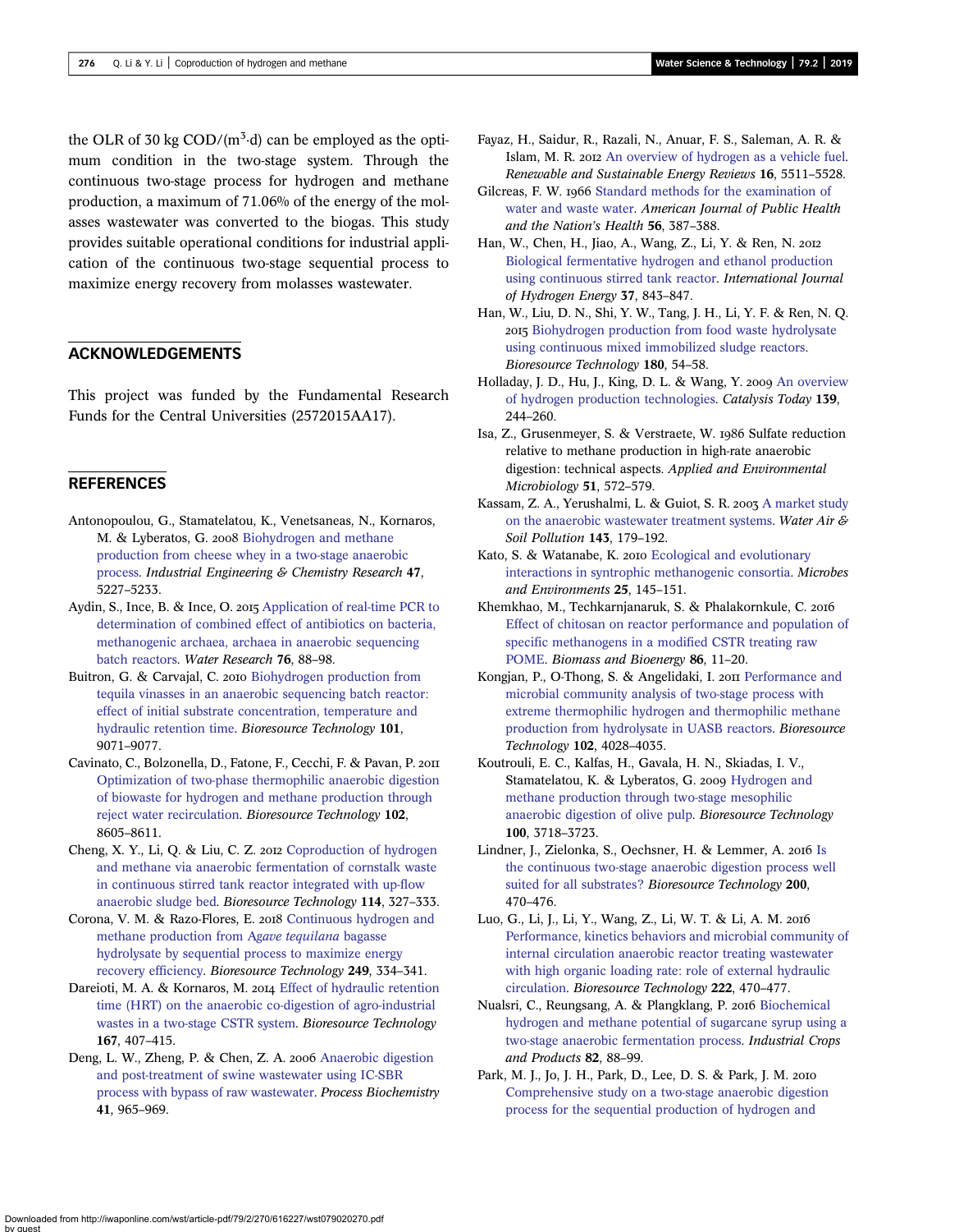the OLR of 30 kg COD/($m^3$·d) can be employed as the optimum condition in the two-stage system. Through the continuous two-stage process for hydrogen and methane production, a maximum of 71.06% of the energy of the molasses wastewater was converted to the biogas. This study provides suitable operational conditions for industrial application of the continuous two-stage sequential process to maximize energy recovery from molasses wastewater.

## ACKNOWLEDGEMENTS

This project was funded by the Fundamental Research Funds for the Central Universities (2572015AA17).

## REFERENCES

Antonopoulou, G., Stamatelatou, K., Venetsaneas, N., Kornaros, M. & Lyberatos, G. 2008 Biohydrogen and methane production from cheese whey in a two-stage anaerobic process. *Industrial Engineering & Chemistry Research* **47**, 5227–5233.

Aydin, S., Ince, B. & Ince, O. 2015 Application of real-time PCR to determination of combined effect of antibiotics on bacteria, methanogenic archaea, archaea in anaerobic sequencing batch reactors. *Water Research* **76**, 88–98.

Buitron, G. & Carvajal, C. 2010 Biohydrogen production from tequila vinasses in an anaerobic sequencing batch reactor: effect of initial substrate concentration, temperature and hydraulic retention time. *Bioresource Technology* **101**, 9071–9077.

Cavinato, C., Bolzonella, D., Fatone, F., Cecchi, F. & Pavan, P. 2011 Optimization of two-phase thermophilic anaerobic digestion of biowaste for hydrogen and methane production through reject water recirculation. *Bioresource Technology* **102**, 8605–8611.

Cheng, X. Y., Li, Q. & Liu, C. Z. 2012 Coproduction of hydrogen and methane via anaerobic fermentation of cornstalk waste in continuous stirred tank reactor integrated with up-flow anaerobic sludge bed. *Bioresource Technology* **114**, 327–333.

Corona, V. M. & Razo-Flores, E. 2018 Continuous hydrogen and methane production from *Agave tequilana* bagasse hydrolysate by sequential process to maximize energy recovery efficiency. *Bioresource Technology* **249**, 334–341.

Dareioti, M. A. & Kornaros, M. 2014 Effect of hydraulic retention time (HRT) on the anaerobic co-digestion of agro-industrial wastes in a two-stage CSTR system. *Bioresource Technology* **167**, 407–415.

Deng, L. W., Zheng, P. & Chen, Z. A. 2006 Anaerobic digestion and post-treatment of swine wastewater using IC-SBR process with bypass of raw wastewater. *Process Biochemistry* **41**, 965–969.

Fayaz, H., Saidur, R., Razali, N., Anuar, F. S., Saleman, A. R. & Islam, M. R. 2012 An overview of hydrogen as a vehicle fuel. *Renewable and Sustainable Energy Reviews* **16**, 5511–5528.

Gilcreas, F. W. 1966 Standard methods for the examination of water and waste water. *American Journal of Public Health and the Nation's Health* **56**, 387–388.

Han, W., Chen, H., Jiao, A., Wang, Z., Li, Y. & Ren, N. 2012 Biological fermentative hydrogen and ethanol production using continuous stirred tank reactor. *International Journal of Hydrogen Energy* **37**, 843–847.

Han, W., Liu, D. N., Shi, Y. W., Tang, J. H., Li, Y. F. & Ren, N. Q. 2015 Biohydrogen production from food waste hydrolysate using continuous mixed immobilized sludge reactors. *Bioresource Technology* **180**, 54–58.

Holladay, J. D., Hu, J., King, D. L. & Wang, Y. 2009 An overview of hydrogen production technologies. *Catalysis Today* **139**, 244–260.

Isa, Z., Grusenmeyer, S. & Verstraete, W. 1986 Sulfate reduction relative to methane production in high-rate anaerobic digestion: technical aspects. *Applied and Environmental Microbiology* **51**, 572–579.

Kassam, Z. A., Yerushalmi, L. & Guiot, S. R. 2003 A market study on the anaerobic wastewater treatment systems. *Water Air & Soil Pollution* **143**, 179–192.

Kato, S. & Watanabe, K. 2010 Ecological and evolutionary interactions in syntrophic methanogenic consortia. *Microbes and Environments* **25**, 145–151.

Khemkhao, M., Techkarnjanaruk, S. & Phalakornkule, C. 2016 Effect of chitosan on reactor performance and population of specific methanogens in a modified CSTR treating raw POME. *Biomass and Bioenergy* **86**, 11–20.

Kongjan, P., O-Thong, S. & Angelidaki, I. 2011 Performance and microbial community analysis of two-stage process with extreme thermophilic hydrogen and thermophilic methane production from hydrolysate in UASB reactors. *Bioresource Technology* **102**, 4028–4035.

Koutrouli, E. C., Kalfas, H., Gavala, H. N., Skiadas, I. V., Stamatelatou, K. & Lyberatos, G. 2009 Hydrogen and methane production through two-stage mesophilic anaerobic digestion of olive pulp. *Bioresource Technology* **100**, 3718–3723.

Lindner, J., Zielonka, S., Oechsner, H. & Lemmer, A. 2016 Is the continuous two-stage anaerobic digestion process well suited for all substrates? *Bioresource Technology* **200**, 470–476.

Luo, G., Li, J., Li, Y., Wang, Z., Li, W. T. & Li, A. M. 2016 Performance, kinetics behaviors and microbial community of internal circulation anaerobic reactor treating wastewater with high organic loading rate: role of external hydraulic circulation. *Bioresource Technology* **222**, 470–477.

Nualsri, C., Reungsang, A. & Plangklang, P. 2016 Biochemical hydrogen and methane potential of sugarcane syrup using a two-stage anaerobic fermentation process. *Industrial Crops and Products* **82**, 88–99.

Park, M. J., Jo, J. H., Park, D., Lee, D. S. & Park, J. M. 2010 Comprehensive study on a two-stage anaerobic digestion process for the sequential production of hydrogen and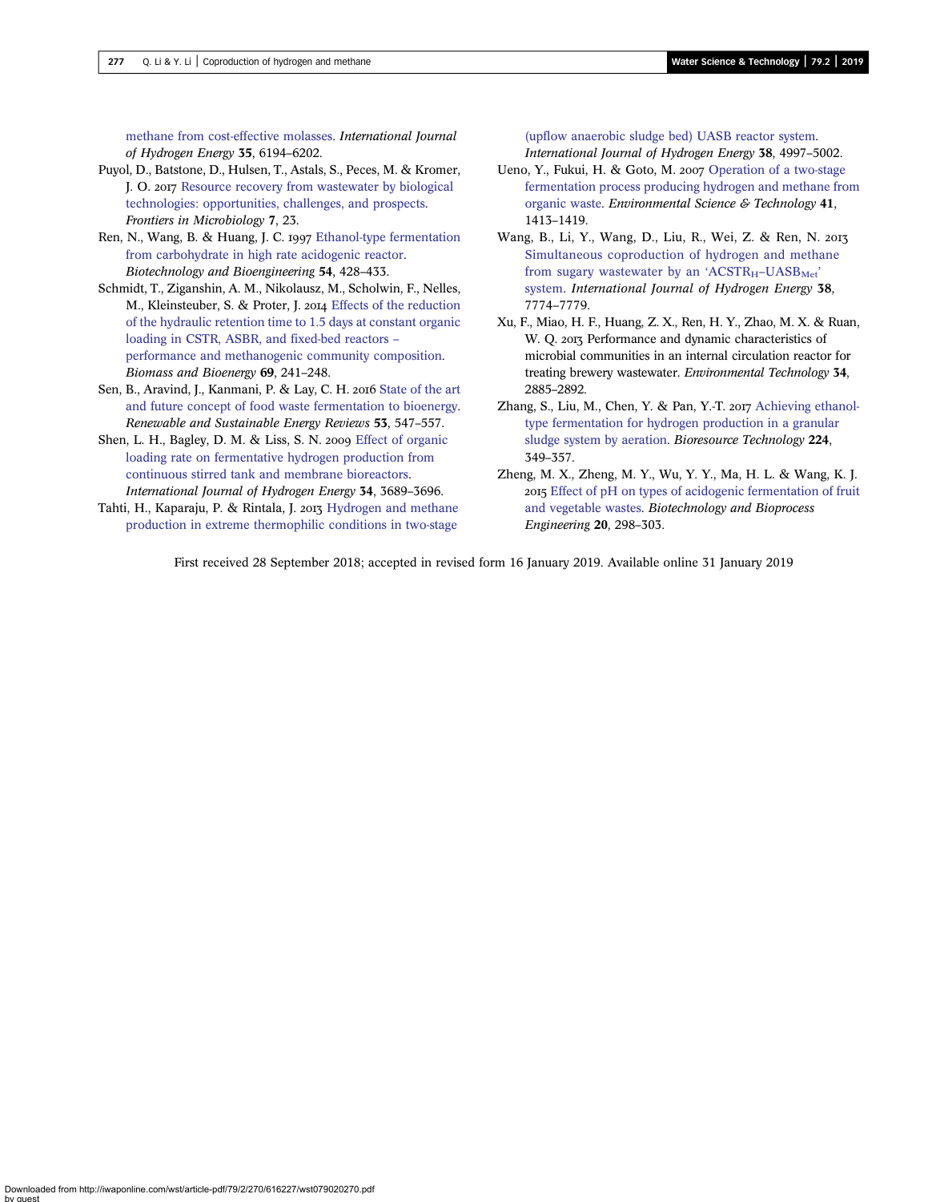methane from cost-effective molasses. *International Journal of Hydrogen Energy* **35**, 6194–6202.

Puyol, D., Batstone, D., Hulsen, T., Astals, S., Peces, M. & Kromer, J. O. 2017 Resource recovery from wastewater by biological technologies: opportunities, challenges, and prospects. *Frontiers in Microbiology* **7**, 23.

Ren, N., Wang, B. & Huang, J. C. 1997 Ethanol-type fermentation from carbohydrate in high rate acidogenic reactor. *Biotechnology and Bioengineering* **54**, 428–433.

Schmidt, T., Ziganshin, A. M., Nikolausz, M., Scholwin, F., Nelles, M., Kleinsteuber, S. & Proter, J. 2014 Effects of the reduction of the hydraulic retention time to 1.5 days at constant organic loading in CSTR, ASBR, and fixed-bed reactors – performance and methanogenic community composition. *Biomass and Bioenergy* **69**, 241–248.

Sen, B., Aravind, J., Kanmani, P. & Lay, C. H. 2016 State of the art and future concept of food waste fermentation to bioenergy. *Renewable and Sustainable Energy Reviews* **53**, 547–557.

Shen, L. H., Bagley, D. M. & Liss, S. N. 2009 Effect of organic loading rate on fermentative hydrogen production from continuous stirred tank and membrane bioreactors. *International Journal of Hydrogen Energy* **34**, 3689–3696.

Tahti, H., Kaparaju, P. & Rintala, J. 2013 Hydrogen and methane production in extreme thermophilic conditions in two-stage (upflow anaerobic sludge bed) UASB reactor system. *International Journal of Hydrogen Energy* **38**, 4997–5002.

Ueno, Y., Fukui, H. & Goto, M. 2007 Operation of a two-stage fermentation process producing hydrogen and methane from organic waste. *Environmental Science & Technology* **41**, 1413–1419.

Wang, B., Li, Y., Wang, D., Liu, R., Wei, Z. & Ren, N. 2013 Simultaneous coproduction of hydrogen and methane from sugary wastewater by an '$ACSTR_H$–$UASB_{Met}$' system. *International Journal of Hydrogen Energy* **38**, 7774–7779.

Xu, F., Miao, H. F., Huang, Z. X., Ren, H. Y., Zhao, M. X. & Ruan, W. Q. 2013 Performance and dynamic characteristics of microbial communities in an internal circulation reactor for treating brewery wastewater. *Environmental Technology* **34**, 2885–2892.

Zhang, S., Liu, M., Chen, Y. & Pan, Y.-T. 2017 Achieving ethanol-type fermentation for hydrogen production in a granular sludge system by aeration. *Bioresource Technology* **224**, 349–357.

Zheng, M. X., Zheng, M. Y., Wu, Y. Y., Ma, H. L. & Wang, K. J. 2015 Effect of pH on types of acidogenic fermentation of fruit and vegetable wastes. *Biotechnology and Bioprocess Engineering* **20**, 298–303.

First received 28 September 2018; accepted in revised form 16 January 2019. Available online 31 January 2019